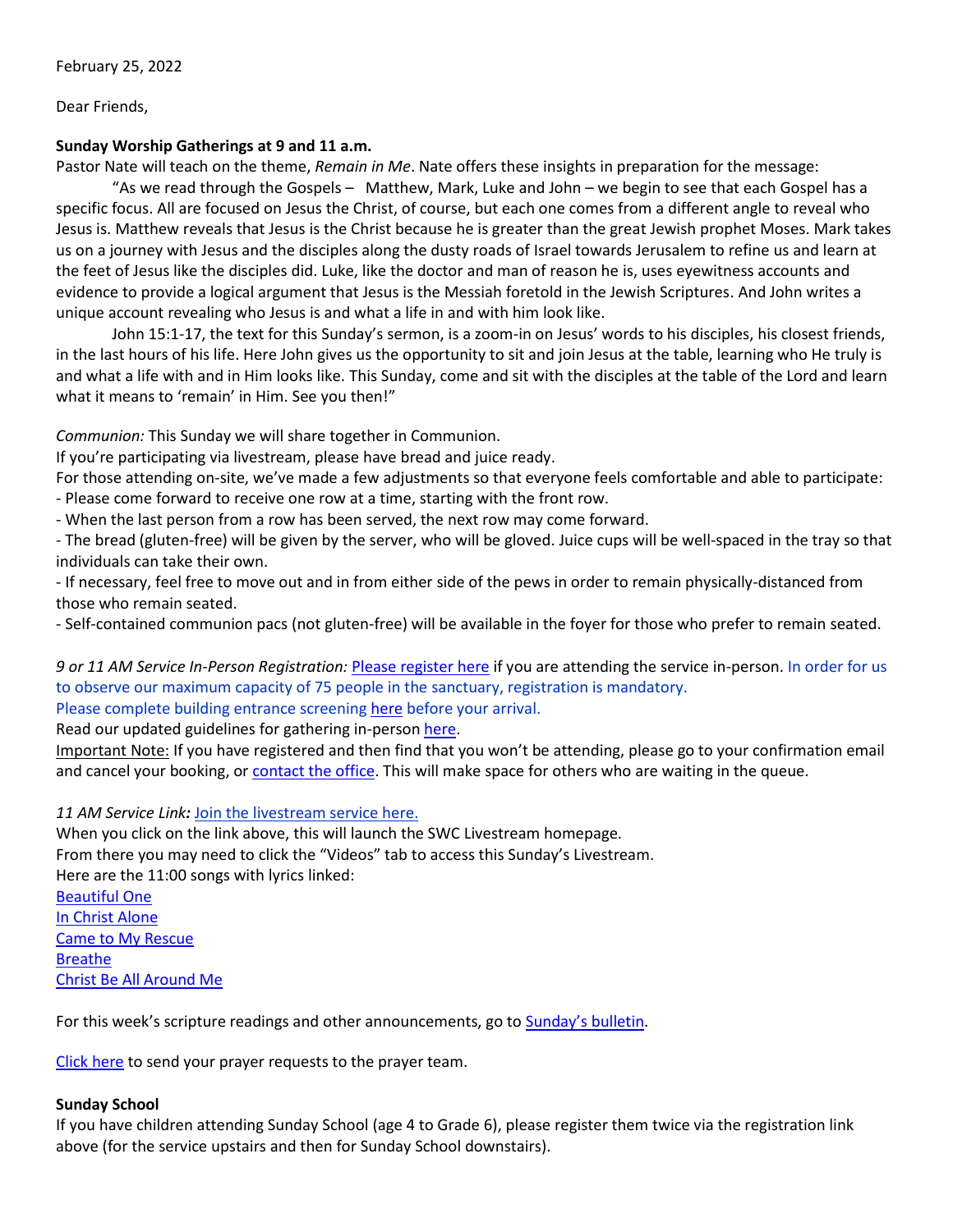February 25, 2022

Dear Friends,

**Sunday Worship Gatherings at 9 and 11 a.m.**

Pastor Nate will teach on the theme, *Remain in Me*. Nate offers these insights in preparation for the message:

"As we read through the Gospels – Matthew, Mark, Luke and John – we begin to see that each Gospel has a specific focus. All are focused on Jesus the Christ, of course, but each one comes from a different angle to reveal who Jesus is. Matthew reveals that Jesus is the Christ because he is greater than the great Jewish prophet Moses. Mark takes us on a journey with Jesus and the disciples along the dusty roads of Israel towards Jerusalem to refine us and learn at the feet of Jesus like the disciples did. Luke, like the doctor and man of reason he is, uses eyewitness accounts and evidence to provide a logical argument that Jesus is the Messiah foretold in the Jewish Scriptures. And John writes a unique account revealing who Jesus is and what a life in and with him look like.

John 15:1-17, the text for this Sunday's sermon, is a zoom-in on Jesus' words to his disciples, his closest friends, in the last hours of his life. Here John gives us the opportunity to sit and join Jesus at the table, learning who He truly is and what a life with and in Him looks like. This Sunday, come and sit with the disciples at the table of the Lord and learn what it means to 'remain' in Him. See you then!"

*Communion:* This Sunday we will share together in Communion.
If you're participating via livestream, please have bread and juice ready.
For those attending on-site, we've made a few adjustments so that everyone feels comfortable and able to participate:

- Please come forward to receive one row at a time, starting with the front row.
- When the last person from a row has been served, the next row may come forward.
- The bread (gluten-free) will be given by the server, who will be gloved. Juice cups will be well-spaced in the tray so that individuals can take their own.
- If necessary, feel free to move out and in from either side of the pews in order to remain physically-distanced from those who remain seated.
- Self-contained communion pacs (not gluten-free) will be available in the foyer for those who prefer to remain seated.

*9 or 11 AM Service In-Person Registration:* Please register here if you are attending the service in-person. In order for us to observe our maximum capacity of 75 people in the sanctuary, registration is mandatory.
Please complete building entrance screening here before your arrival.
Read our updated guidelines for gathering in-person here.
Important Note: If you have registered and then find that you won't be attending, please go to your confirmation email and cancel your booking, or contact the office. This will make space for others who are waiting in the queue.

*11 AM Service Link:* Join the livestream service here.
When you click on the link above, this will launch the SWC Livestream homepage.
From there you may need to click the "Videos" tab to access this Sunday's Livestream.
Here are the 11:00 songs with lyrics linked:
Beautiful One
In Christ Alone
Came to My Rescue
Breathe
Christ Be All Around Me

For this week's scripture readings and other announcements, go to Sunday's bulletin.

Click here to send your prayer requests to the prayer team.

**Sunday School**

If you have children attending Sunday School (age 4 to Grade 6), please register them twice via the registration link above (for the service upstairs and then for Sunday School downstairs).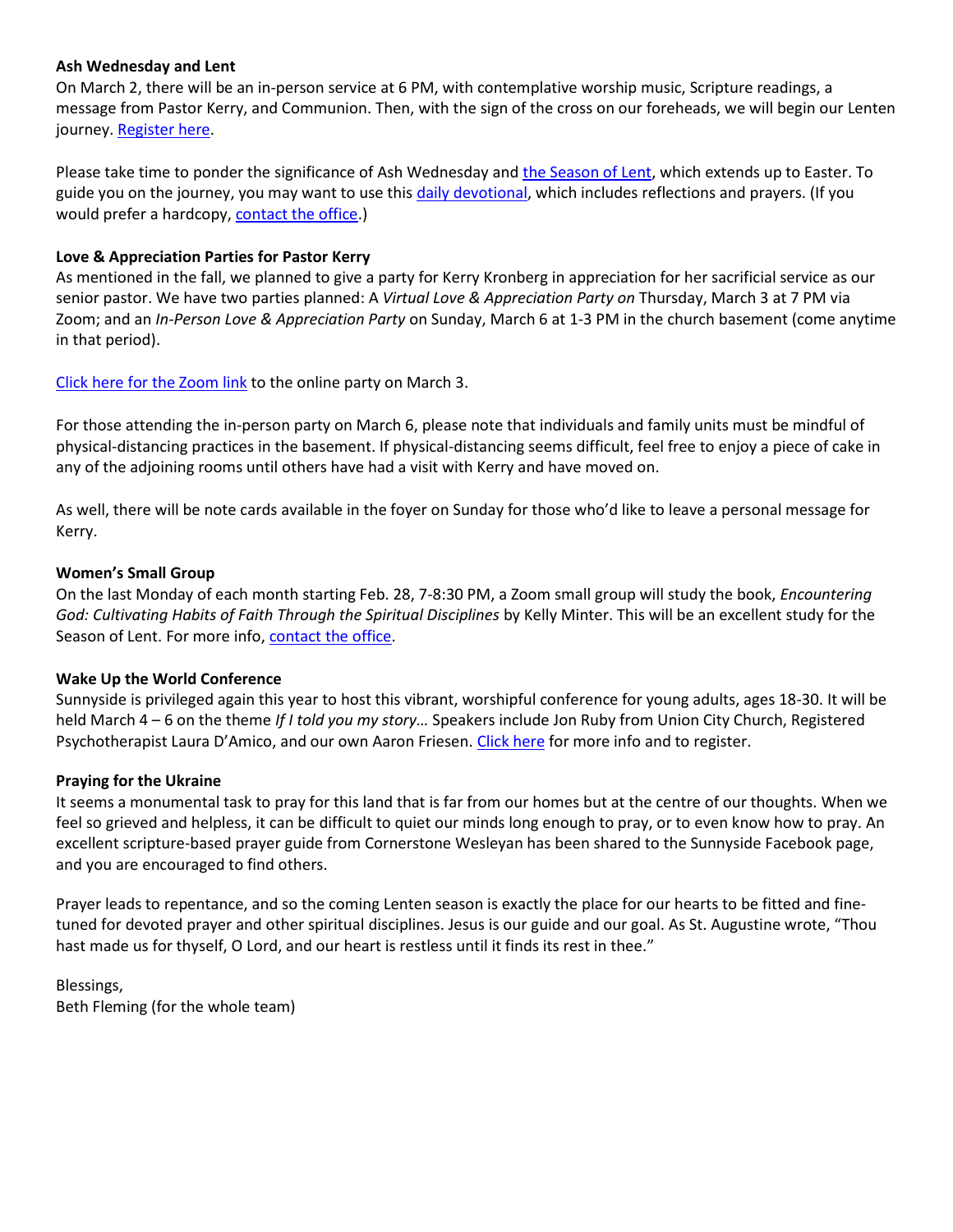**Ash Wednesday and Lent**

On March 2, there will be an in-person service at 6 PM, with contemplative worship music, Scripture readings, a message from Pastor Kerry, and Communion. Then, with the sign of the cross on our foreheads, we will begin our Lenten journey. Register here.

Please take time to ponder the significance of Ash Wednesday and the Season of Lent, which extends up to Easter. To guide you on the journey, you may want to use this daily devotional, which includes reflections and prayers. (If you would prefer a hardcopy, contact the office.)

**Love & Appreciation Parties for Pastor Kerry**

As mentioned in the fall, we planned to give a party for Kerry Kronberg in appreciation for her sacrificial service as our senior pastor. We have two parties planned: A *Virtual Love & Appreciation Party on* Thursday, March 3 at 7 PM via Zoom; and an *In-Person Love & Appreciation Party* on Sunday, March 6 at 1-3 PM in the church basement (come anytime in that period).

Click here for the Zoom link to the online party on March 3.

For those attending the in-person party on March 6, please note that individuals and family units must be mindful of physical-distancing practices in the basement. If physical-distancing seems difficult, feel free to enjoy a piece of cake in any of the adjoining rooms until others have had a visit with Kerry and have moved on.

As well, there will be note cards available in the foyer on Sunday for those who'd like to leave a personal message for Kerry.

**Women's Small Group**

On the last Monday of each month starting Feb. 28, 7-8:30 PM, a Zoom small group will study the book, *Encountering God: Cultivating Habits of Faith Through the Spiritual Disciplines* by Kelly Minter. This will be an excellent study for the Season of Lent. For more info, contact the office.

**Wake Up the World Conference**

Sunnyside is privileged again this year to host this vibrant, worshipful conference for young adults, ages 18-30. It will be held March 4 – 6 on the theme *If I told you my story…* Speakers include Jon Ruby from Union City Church, Registered Psychotherapist Laura D'Amico, and our own Aaron Friesen. Click here for more info and to register.

**Praying for the Ukraine**

It seems a monumental task to pray for this land that is far from our homes but at the centre of our thoughts. When we feel so grieved and helpless, it can be difficult to quiet our minds long enough to pray, or to even know how to pray. An excellent scripture-based prayer guide from Cornerstone Wesleyan has been shared to the Sunnyside Facebook page, and you are encouraged to find others.

Prayer leads to repentance, and so the coming Lenten season is exactly the place for our hearts to be fitted and fine-tuned for devoted prayer and other spiritual disciplines. Jesus is our guide and our goal. As St. Augustine wrote, "Thou hast made us for thyself, O Lord, and our heart is restless until it finds its rest in thee."

Blessings,
Beth Fleming (for the whole team)